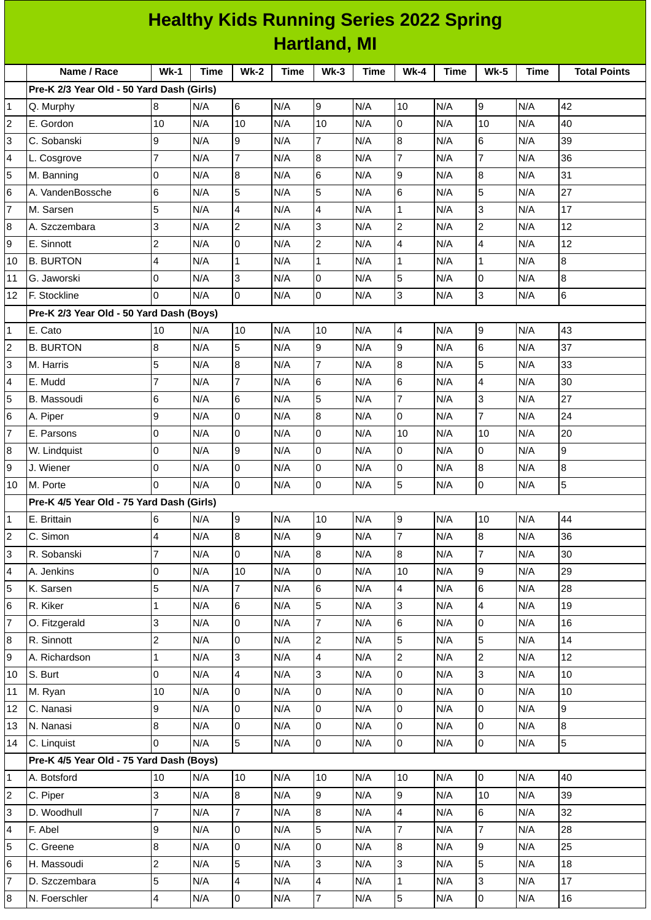# Healthy Kids Running Series 2022 Spring
## Hartland, MI

| | Name / Race | Wk-1 | Time | Wk-2 | Time | Wk-3 | Time | Wk-4 | Time | Wk-5 | Time | Total Points |
|---|---|---|---|---|---|---|---|---|---|---|---|---|
| | **Pre-K 2/3 Year Old - 50 Yard Dash (Girls)** | | | | | | | | | | | |
| 1 | Q. Murphy | 8 | N/A | 6 | N/A | 9 | N/A | 10 | N/A | 9 | N/A | 42 |
| 2 | E. Gordon | 10 | N/A | 10 | N/A | 10 | N/A | 0 | N/A | 10 | N/A | 40 |
| 3 | C. Sobanski | 9 | N/A | 9 | N/A | 7 | N/A | 8 | N/A | 6 | N/A | 39 |
| 4 | L. Cosgrove | 7 | N/A | 7 | N/A | 8 | N/A | 7 | N/A | 7 | N/A | 36 |
| 5 | M. Banning | 0 | N/A | 8 | N/A | 6 | N/A | 9 | N/A | 8 | N/A | 31 |
| 6 | A. VandenBossche | 6 | N/A | 5 | N/A | 5 | N/A | 6 | N/A | 5 | N/A | 27 |
| 7 | M. Sarsen | 5 | N/A | 4 | N/A | 4 | N/A | 1 | N/A | 3 | N/A | 17 |
| 8 | A. Szczembara | 3 | N/A | 2 | N/A | 3 | N/A | 2 | N/A | 2 | N/A | 12 |
| 9 | E. Sinnott | 2 | N/A | 0 | N/A | 2 | N/A | 4 | N/A | 4 | N/A | 12 |
| 10 | B. BURTON | 4 | N/A | 1 | N/A | 1 | N/A | 1 | N/A | 1 | N/A | 8 |
| 11 | G. Jaworski | 0 | N/A | 3 | N/A | 0 | N/A | 5 | N/A | 0 | N/A | 8 |
| 12 | F. Stockline | 0 | N/A | 0 | N/A | 0 | N/A | 3 | N/A | 3 | N/A | 6 |
| | **Pre-K 2/3 Year Old - 50 Yard Dash (Boys)** | | | | | | | | | | | |
| 1 | E. Cato | 10 | N/A | 10 | N/A | 10 | N/A | 4 | N/A | 9 | N/A | 43 |
| 2 | B. BURTON | 8 | N/A | 5 | N/A | 9 | N/A | 9 | N/A | 6 | N/A | 37 |
| 3 | M. Harris | 5 | N/A | 8 | N/A | 7 | N/A | 8 | N/A | 5 | N/A | 33 |
| 4 | E. Mudd | 7 | N/A | 7 | N/A | 6 | N/A | 6 | N/A | 4 | N/A | 30 |
| 5 | B. Massoudi | 6 | N/A | 6 | N/A | 5 | N/A | 7 | N/A | 3 | N/A | 27 |
| 6 | A. Piper | 9 | N/A | 0 | N/A | 8 | N/A | 0 | N/A | 7 | N/A | 24 |
| 7 | E. Parsons | 0 | N/A | 0 | N/A | 0 | N/A | 10 | N/A | 10 | N/A | 20 |
| 8 | W. Lindquist | 0 | N/A | 9 | N/A | 0 | N/A | 0 | N/A | 0 | N/A | 9 |
| 9 | J. Wiener | 0 | N/A | 0 | N/A | 0 | N/A | 0 | N/A | 8 | N/A | 8 |
| 10 | M. Porte | 0 | N/A | 0 | N/A | 0 | N/A | 5 | N/A | 0 | N/A | 5 |
| | **Pre-K 4/5 Year Old - 75 Yard Dash (Girls)** | | | | | | | | | | | |
| 1 | E. Brittain | 6 | N/A | 9 | N/A | 10 | N/A | 9 | N/A | 10 | N/A | 44 |
| 2 | C. Simon | 4 | N/A | 8 | N/A | 9 | N/A | 7 | N/A | 8 | N/A | 36 |
| 3 | R. Sobanski | 7 | N/A | 0 | N/A | 8 | N/A | 8 | N/A | 7 | N/A | 30 |
| 4 | A. Jenkins | 0 | N/A | 10 | N/A | 0 | N/A | 10 | N/A | 9 | N/A | 29 |
| 5 | K. Sarsen | 5 | N/A | 7 | N/A | 6 | N/A | 4 | N/A | 6 | N/A | 28 |
| 6 | R. Kiker | 1 | N/A | 6 | N/A | 5 | N/A | 3 | N/A | 4 | N/A | 19 |
| 7 | O. Fitzgerald | 3 | N/A | 0 | N/A | 7 | N/A | 6 | N/A | 0 | N/A | 16 |
| 8 | R. Sinnott | 2 | N/A | 0 | N/A | 2 | N/A | 5 | N/A | 5 | N/A | 14 |
| 9 | A. Richardson | 1 | N/A | 3 | N/A | 4 | N/A | 2 | N/A | 2 | N/A | 12 |
| 10 | S. Burt | 0 | N/A | 4 | N/A | 3 | N/A | 0 | N/A | 3 | N/A | 10 |
| 11 | M. Ryan | 10 | N/A | 0 | N/A | 0 | N/A | 0 | N/A | 0 | N/A | 10 |
| 12 | C. Nanasi | 9 | N/A | 0 | N/A | 0 | N/A | 0 | N/A | 0 | N/A | 9 |
| 13 | N. Nanasi | 8 | N/A | 0 | N/A | 0 | N/A | 0 | N/A | 0 | N/A | 8 |
| 14 | C. Linquist | 0 | N/A | 5 | N/A | 0 | N/A | 0 | N/A | 0 | N/A | 5 |
| | **Pre-K 4/5 Year Old - 75 Yard Dash (Boys)** | | | | | | | | | | | |
| 1 | A. Botsford | 10 | N/A | 10 | N/A | 10 | N/A | 10 | N/A | 0 | N/A | 40 |
| 2 | C. Piper | 3 | N/A | 8 | N/A | 9 | N/A | 9 | N/A | 10 | N/A | 39 |
| 3 | D. Woodhull | 7 | N/A | 7 | N/A | 8 | N/A | 4 | N/A | 6 | N/A | 32 |
| 4 | F. Abel | 9 | N/A | 0 | N/A | 5 | N/A | 7 | N/A | 7 | N/A | 28 |
| 5 | C. Greene | 8 | N/A | 0 | N/A | 0 | N/A | 8 | N/A | 9 | N/A | 25 |
| 6 | H. Massoudi | 2 | N/A | 5 | N/A | 3 | N/A | 3 | N/A | 5 | N/A | 18 |
| 7 | D. Szczembara | 5 | N/A | 4 | N/A | 4 | N/A | 1 | N/A | 3 | N/A | 17 |
| 8 | N. Foerschler | 4 | N/A | 0 | N/A | 7 | N/A | 5 | N/A | 0 | N/A | 16 |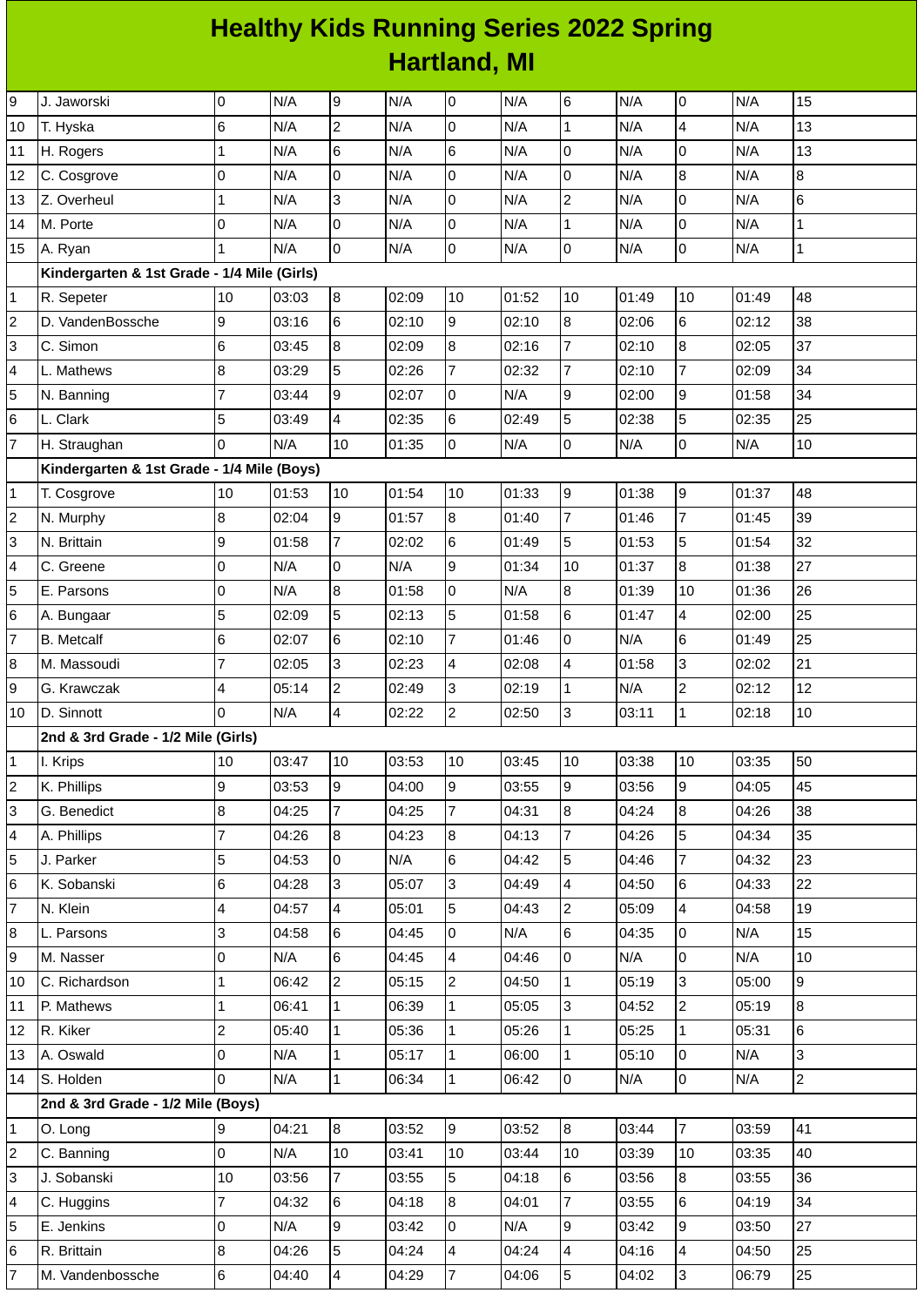# Healthy Kids Running Series 2022 Spring
## Hartland, MI

| | | | | | | | | | | | | |
|---|---|---|---|---|---|---|---|---|---|---|---|---|
| 9 | J. Jaworski | 0 | N/A | 9 | N/A | 0 | N/A | 6 | N/A | 0 | N/A | 15 |
| 10 | T. Hyska | 6 | N/A | 2 | N/A | 0 | N/A | 1 | N/A | 4 | N/A | 13 |
| 11 | H. Rogers | 1 | N/A | 6 | N/A | 6 | N/A | 0 | N/A | 0 | N/A | 13 |
| 12 | C. Cosgrove | 0 | N/A | 0 | N/A | 0 | N/A | 0 | N/A | 8 | N/A | 8 |
| 13 | Z. Overheul | 1 | N/A | 3 | N/A | 0 | N/A | 2 | N/A | 0 | N/A | 6 |
| 14 | M. Porte | 0 | N/A | 0 | N/A | 0 | N/A | 1 | N/A | 0 | N/A | 1 |
| 15 | A. Ryan | 1 | N/A | 0 | N/A | 0 | N/A | 0 | N/A | 0 | N/A | 1 |
| | **Kindergarten & 1st Grade - 1/4 Mile (Girls)** | | | | | | | | | | | |
| 1 | R. Sepeter | 10 | 03:03 | 8 | 02:09 | 10 | 01:52 | 10 | 01:49 | 10 | 01:49 | 48 |
| 2 | D. VandenBossche | 9 | 03:16 | 6 | 02:10 | 9 | 02:10 | 8 | 02:06 | 6 | 02:12 | 38 |
| 3 | C. Simon | 6 | 03:45 | 8 | 02:09 | 8 | 02:16 | 7 | 02:10 | 8 | 02:05 | 37 |
| 4 | L. Mathews | 8 | 03:29 | 5 | 02:26 | 7 | 02:32 | 7 | 02:10 | 7 | 02:09 | 34 |
| 5 | N. Banning | 7 | 03:44 | 9 | 02:07 | 0 | N/A | 9 | 02:00 | 9 | 01:58 | 34 |
| 6 | L. Clark | 5 | 03:49 | 4 | 02:35 | 6 | 02:49 | 5 | 02:38 | 5 | 02:35 | 25 |
| 7 | H. Straughan | 0 | N/A | 10 | 01:35 | 0 | N/A | 0 | N/A | 0 | N/A | 10 |
| | **Kindergarten & 1st Grade - 1/4 Mile (Boys)** | | | | | | | | | | | |
| 1 | T. Cosgrove | 10 | 01:53 | 10 | 01:54 | 10 | 01:33 | 9 | 01:38 | 9 | 01:37 | 48 |
| 2 | N. Murphy | 8 | 02:04 | 9 | 01:57 | 8 | 01:40 | 7 | 01:46 | 7 | 01:45 | 39 |
| 3 | N. Brittain | 9 | 01:58 | 7 | 02:02 | 6 | 01:49 | 5 | 01:53 | 5 | 01:54 | 32 |
| 4 | C. Greene | 0 | N/A | 0 | N/A | 9 | 01:34 | 10 | 01:37 | 8 | 01:38 | 27 |
| 5 | E. Parsons | 0 | N/A | 8 | 01:58 | 0 | N/A | 8 | 01:39 | 10 | 01:36 | 26 |
| 6 | A. Bungaar | 5 | 02:09 | 5 | 02:13 | 5 | 01:58 | 6 | 01:47 | 4 | 02:00 | 25 |
| 7 | B. Metcalf | 6 | 02:07 | 6 | 02:10 | 7 | 01:46 | 0 | N/A | 6 | 01:49 | 25 |
| 8 | M. Massoudi | 7 | 02:05 | 3 | 02:23 | 4 | 02:08 | 4 | 01:58 | 3 | 02:02 | 21 |
| 9 | G. Krawczak | 4 | 05:14 | 2 | 02:49 | 3 | 02:19 | 1 | N/A | 2 | 02:12 | 12 |
| 10 | D. Sinnott | 0 | N/A | 4 | 02:22 | 2 | 02:50 | 3 | 03:11 | 1 | 02:18 | 10 |
| | **2nd & 3rd Grade - 1/2 Mile (Girls)** | | | | | | | | | | | |
| 1 | I. Krips | 10 | 03:47 | 10 | 03:53 | 10 | 03:45 | 10 | 03:38 | 10 | 03:35 | 50 |
| 2 | K. Phillips | 9 | 03:53 | 9 | 04:00 | 9 | 03:55 | 9 | 03:56 | 9 | 04:05 | 45 |
| 3 | G. Benedict | 8 | 04:25 | 7 | 04:25 | 7 | 04:31 | 8 | 04:24 | 8 | 04:26 | 38 |
| 4 | A. Phillips | 7 | 04:26 | 8 | 04:23 | 8 | 04:13 | 7 | 04:26 | 5 | 04:34 | 35 |
| 5 | J. Parker | 5 | 04:53 | 0 | N/A | 6 | 04:42 | 5 | 04:46 | 7 | 04:32 | 23 |
| 6 | K. Sobanski | 6 | 04:28 | 3 | 05:07 | 3 | 04:49 | 4 | 04:50 | 6 | 04:33 | 22 |
| 7 | N. Klein | 4 | 04:57 | 4 | 05:01 | 5 | 04:43 | 2 | 05:09 | 4 | 04:58 | 19 |
| 8 | L. Parsons | 3 | 04:58 | 6 | 04:45 | 0 | N/A | 6 | 04:35 | 0 | N/A | 15 |
| 9 | M. Nasser | 0 | N/A | 6 | 04:45 | 4 | 04:46 | 0 | N/A | 0 | N/A | 10 |
| 10 | C. Richardson | 1 | 06:42 | 2 | 05:15 | 2 | 04:50 | 1 | 05:19 | 3 | 05:00 | 9 |
| 11 | P. Mathews | 1 | 06:41 | 1 | 06:39 | 1 | 05:05 | 3 | 04:52 | 2 | 05:19 | 8 |
| 12 | R. Kiker | 2 | 05:40 | 1 | 05:36 | 1 | 05:26 | 1 | 05:25 | 1 | 05:31 | 6 |
| 13 | A. Oswald | 0 | N/A | 1 | 05:17 | 1 | 06:00 | 1 | 05:10 | 0 | N/A | 3 |
| 14 | S. Holden | 0 | N/A | 1 | 06:34 | 1 | 06:42 | 0 | N/A | 0 | N/A | 2 |
| | **2nd & 3rd Grade - 1/2 Mile (Boys)** | | | | | | | | | | | |
| 1 | O. Long | 9 | 04:21 | 8 | 03:52 | 9 | 03:52 | 8 | 03:44 | 7 | 03:59 | 41 |
| 2 | C. Banning | 0 | N/A | 10 | 03:41 | 10 | 03:44 | 10 | 03:39 | 10 | 03:35 | 40 |
| 3 | J. Sobanski | 10 | 03:56 | 7 | 03:55 | 5 | 04:18 | 6 | 03:56 | 8 | 03:55 | 36 |
| 4 | C. Huggins | 7 | 04:32 | 6 | 04:18 | 8 | 04:01 | 7 | 03:55 | 6 | 04:19 | 34 |
| 5 | E. Jenkins | 0 | N/A | 9 | 03:42 | 0 | N/A | 9 | 03:42 | 9 | 03:50 | 27 |
| 6 | R. Brittain | 8 | 04:26 | 5 | 04:24 | 4 | 04:24 | 4 | 04:16 | 4 | 04:50 | 25 |
| 7 | M. Vandenbossche | 6 | 04:40 | 4 | 04:29 | 7 | 04:06 | 5 | 04:02 | 3 | 06:79 | 25 |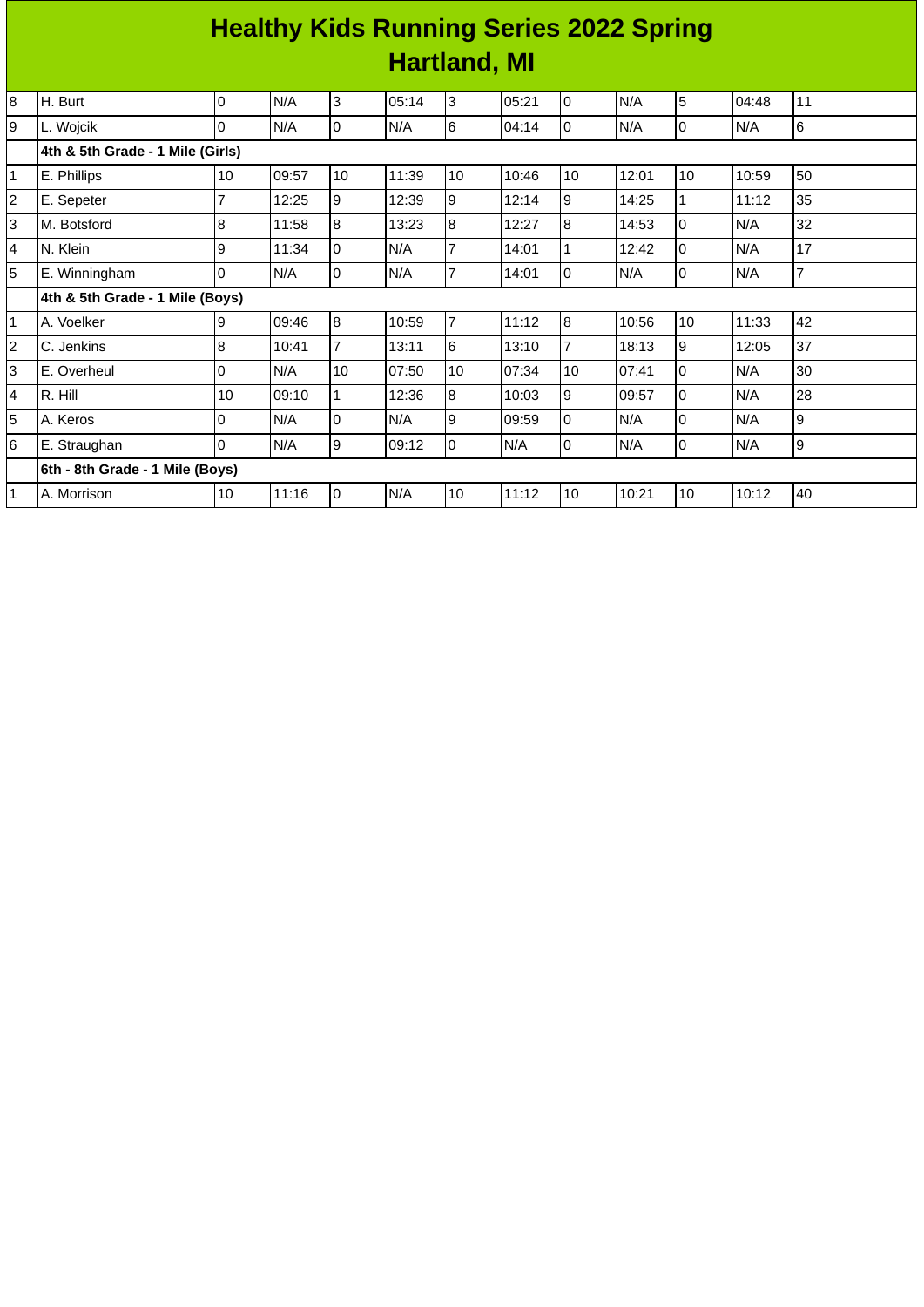# Healthy Kids Running Series 2022 Spring
## Hartland, MI

| | | | | | | | | | | | | |
|---|---|---|---|---|---|---|---|---|---|---|---|---|
| 8 | H. Burt | 0 | N/A | 3 | 05:14 | 3 | 05:21 | 0 | N/A | 5 | 04:48 | 11 |
| 9 | L. Wojcik | 0 | N/A | 0 | N/A | 6 | 04:14 | 0 | N/A | 0 | N/A | 6 |
| | **4th & 5th Grade - 1 Mile (Girls)** | | | | | | | | | | | |
| 1 | E. Phillips | 10 | 09:57 | 10 | 11:39 | 10 | 10:46 | 10 | 12:01 | 10 | 10:59 | 50 |
| 2 | E. Sepeter | 7 | 12:25 | 9 | 12:39 | 9 | 12:14 | 9 | 14:25 | 1 | 11:12 | 35 |
| 3 | M. Botsford | 8 | 11:58 | 8 | 13:23 | 8 | 12:27 | 8 | 14:53 | 0 | N/A | 32 |
| 4 | N. Klein | 9 | 11:34 | 0 | N/A | 7 | 14:01 | 1 | 12:42 | 0 | N/A | 17 |
| 5 | E. Winningham | 0 | N/A | 0 | N/A | 7 | 14:01 | 0 | N/A | 0 | N/A | 7 |
| | **4th & 5th Grade - 1 Mile (Boys)** | | | | | | | | | | | |
| 1 | A. Voelker | 9 | 09:46 | 8 | 10:59 | 7 | 11:12 | 8 | 10:56 | 10 | 11:33 | 42 |
| 2 | C. Jenkins | 8 | 10:41 | 7 | 13:11 | 6 | 13:10 | 7 | 18:13 | 9 | 12:05 | 37 |
| 3 | E. Overheul | 0 | N/A | 10 | 07:50 | 10 | 07:34 | 10 | 07:41 | 0 | N/A | 30 |
| 4 | R. Hill | 10 | 09:10 | 1 | 12:36 | 8 | 10:03 | 9 | 09:57 | 0 | N/A | 28 |
| 5 | A. Keros | 0 | N/A | 0 | N/A | 9 | 09:59 | 0 | N/A | 0 | N/A | 9 |
| 6 | E. Straughan | 0 | N/A | 9 | 09:12 | 0 | N/A | 0 | N/A | 0 | N/A | 9 |
| | **6th - 8th Grade - 1 Mile (Boys)** | | | | | | | | | | | |
| 1 | A. Morrison | 10 | 11:16 | 0 | N/A | 10 | 11:12 | 10 | 10:21 | 10 | 10:12 | 40 |